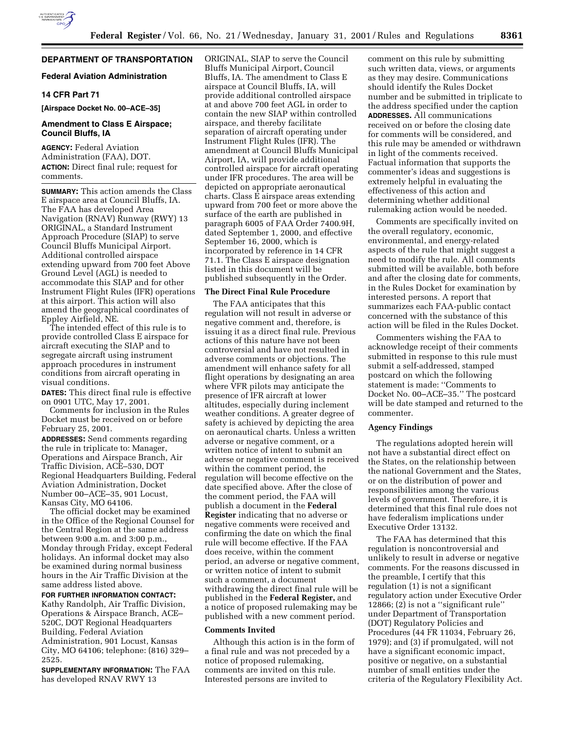# DEPARTMENT OF TRANSPORTATION

## Federal Aviation Administration

### 14 CFR Part 71

**[Airspace Docket No. 00–ACE–35]**

### Amendment to Class E Airspace; Council Bluffs, IA

**AGENCY:** Federal Aviation Administration (FAA), DOT.

**ACTION:** Direct final rule; request for comments.

**SUMMARY:** This action amends the Class E airspace area at Council Bluffs, IA. The FAA has developed Area Navigation (RNAV) Runway (RWY) 13 ORIGINAL, a Standard Instrument Approach Procedure (SIAP) to serve Council Bluffs Municipal Airport. Additional controlled airspace extending upward from 700 feet Above Ground Level (AGL) is needed to accommodate this SIAP and for other Instrument Flight Rules (IFR) operations at this airport. This action will also amend the geographical coordinates of Eppley Airfield, NE.

The intended effect of this rule is to provide controlled Class E airspace for aircraft executing the SIAP and to segregate aircraft using instrument approach procedures in instrument conditions from aircraft operating in visual conditions.

**DATES:** This direct final rule is effective on 0901 UTC, May 17, 2001.

Comments for inclusion in the Rules Docket must be received on or before February 25, 2001.

**ADDRESSES:** Send comments regarding the rule in triplicate to: Manager, Operations and Airspace Branch, Air Traffic Division, ACE–530, DOT Regional Headquarters Building, Federal Aviation Administration, Docket Number 00–ACE–35, 901 Locust, Kansas City, MO 64106.

The official docket may be examined in the Office of the Regional Counsel for the Central Region at the same address between 9:00 a.m. and 3:00 p.m., Monday through Friday, except Federal holidays. An informal docket may also be examined during normal business hours in the Air Traffic Division at the same address listed above.

**FOR FURTHER INFORMATION CONTACT:** Kathy Randolph, Air Traffic Division, Operations & Airspace Branch, ACE–520C, DOT Regional Headquarters Building, Federal Aviation Administration, 901 Locust, Kansas City, MO 64106; telephone: (816) 329–2525.

**SUPPLEMENTARY INFORMATION:** The FAA has developed RNAV RWY 13 ORIGINAL, SIAP to serve the Council Bluffs Municipal Airport, Council Bluffs, IA. The amendment to Class E airspace at Council Bluffs, IA, will provide additional controlled airspace at and above 700 feet AGL in order to contain the new SIAP within controlled airspace, and thereby facilitate separation of aircraft operating under Instrument Flight Rules (IFR). The amendment at Council Bluffs Municipal Airport, IA, will provide additional controlled airspace for aircraft operating under IFR procedures. The area will be depicted on appropriate aeronautical charts. Class E airspace areas extending upward from 700 feet or more above the surface of the earth are published in paragraph 6005 of FAA Order 7400.9H, dated September 1, 2000, and effective September 16, 2000, which is incorporated by reference in 14 CFR 71.1. The Class E airspace designation listed in this document will be published subsequently in the Order.

**The Direct Final Rule Procedure**

The FAA anticipates that this regulation will not result in adverse or negative comment and, therefore, is issuing it as a direct final rule. Previous actions of this nature have not been controversial and have not resulted in adverse comments or objections. The amendment will enhance safety for all flight operations by designating an area where VFR pilots may anticipate the presence of IFR aircraft at lower altitudes, especially during inclement weather conditions. A greater degree of safety is achieved by depicting the area on aeronautical charts. Unless a written adverse or negative comment, or a written notice of intent to submit an adverse or negative comment is received within the comment period, the regulation will become effective on the date specified above. After the close of the comment period, the FAA will publish a document in the **Federal Register** indicating that no adverse or negative comments were received and confirming the date on which the final rule will become effective. If the FAA does receive, within the comment period, an adverse or negative comment, or written notice of intent to submit such a comment, a document withdrawing the direct final rule will be published in the **Federal Register,** and a notice of proposed rulemaking may be published with a new comment period.

**Comments Invited**

Although this action is in the form of a final rule and was not preceded by a notice of proposed rulemaking, comments are invited on this rule. Interested persons are invited to comment on this rule by submitting such written data, views, or arguments as they may desire. Communications should identify the Rules Docket number and be submitted in triplicate to the address specified under the caption **ADDRESSES.** All communications received on or before the closing date for comments will be considered, and this rule may be amended or withdrawn in light of the comments received. Factual information that supports the commenter's ideas and suggestions is extremely helpful in evaluating the effectiveness of this action and determining whether additional rulemaking action would be needed.

Comments are specifically invited on the overall regulatory, economic, environmental, and energy-related aspects of the rule that might suggest a need to modify the rule. All comments submitted will be available, both before and after the closing date for comments, in the Rules Docket for examination by interested persons. A report that summarizes each FAA-public contact concerned with the substance of this action will be filed in the Rules Docket.

Commenters wishing the FAA to acknowledge receipt of their comments submitted in response to this rule must submit a self-addressed, stamped postcard on which the following statement is made: ''Comments to Docket No. 00–ACE–35.'' The postcard will be date stamped and returned to the commenter.

**Agency Findings**

The regulations adopted herein will not have a substantial direct effect on the States, on the relationship between the national Government and the States, or on the distribution of power and responsibilities among the various levels of government. Therefore, it is determined that this final rule does not have federalism implications under Executive Order 13132.

The FAA has determined that this regulation is noncontroversial and unlikely to result in adverse or negative comments. For the reasons discussed in the preamble, I certify that this regulation (1) is not a significant regulatory action under Executive Order 12866; (2) is not a ''significant rule'' under Department of Transportation (DOT) Regulatory Policies and Procedures (44 FR 11034, February 26, 1979); and (3) if promulgated, will not have a significant economic impact, positive or negative, on a substantial number of small entities under the criteria of the Regulatory Flexibility Act.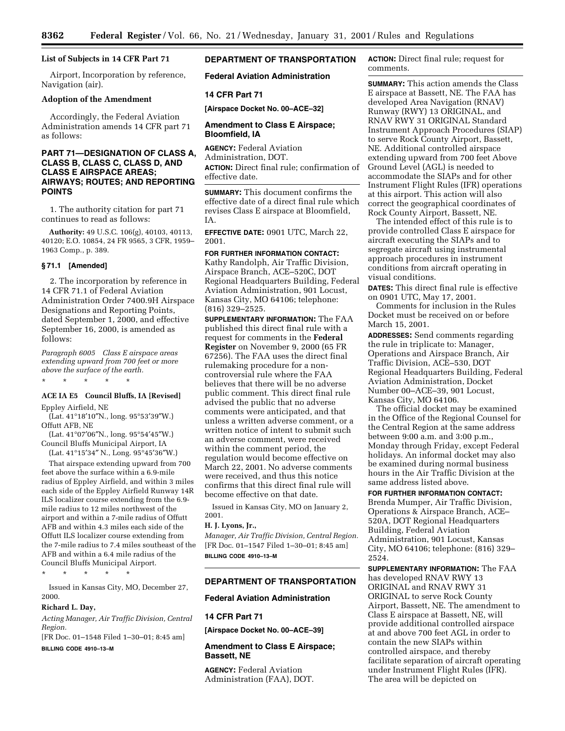**List of Subjects in 14 CFR Part 71**

Airport, Incorporation by reference, Navigation (air).

**Adoption of the Amendment**

Accordingly, the Federal Aviation Administration amends 14 CFR part 71 as follows:

## PART 71—DESIGNATION OF CLASS A, CLASS B, CLASS C, CLASS D, AND CLASS E AIRSPACE AREAS; AIRWAYS; ROUTES; AND REPORTING POINTS

1. The authority citation for part 71 continues to read as follows:

**Authority:** 49 U.S.C. 106(g), 40103, 40113, 40120; E.O. 10854, 24 FR 9565, 3 CFR, 1959–1963 Comp., p. 389.

**§ 71.1 [Amended]**

2. The incorporation by reference in 14 CFR 71.1 of Federal Aviation Administration Order 7400.9H Airspace Designations and Reporting Points, dated September 1, 2000, and effective September 16, 2000, is amended as follows:

*Paragraph 6005 Class E airspace areas extending upward from 700 feet or more above the surface of the earth.*

\* \* \* \* \*

**ACE IA E5 Council Bluffs, IA [Revised]**

Eppley Airfield, NE

(Lat. 41°18′10″N., long. 95°53′39″W.)

Offutt AFB, NE

(Lat. 41°07′06″N., long. 95°54′45″W.)

Council Bluffs Municipal Airport, IA

(Lat. 41°15′34″ N., Long. 95°45′36″W.)

That airspace extending upward from 700 feet above the surface within a 6.9-mile radius of Eppley Airfield, and within 3 miles each side of the Eppley Airfield Runway 14R ILS localizer course extending from the 6.9-mile radius to 12 miles northwest of the airport and within a 7-mile radius of Offutt AFB and within 4.3 miles each side of the Offutt ILS localizer course extending from the 7-mile radius to 7.4 miles southeast of the AFB and within a 6.4 mile radius of the Council Bluffs Municipal Airport.

\* \* \* \* \*

Issued in Kansas City, MO, December 27, 2000.

**Richard L. Day,**

*Acting Manager, Air Traffic Division, Central Region.*

[FR Doc. 01–1548 Filed 1–30–01; 8:45 am]

**BILLING CODE 4910–13–M**

---

## DEPARTMENT OF TRANSPORTATION

### Federal Aviation Administration

### 14 CFR Part 71

**[Airspace Docket No. 00–ACE–32]**

### Amendment to Class E Airspace; Bloomfield, IA

**AGENCY:** Federal Aviation Administration, DOT.

**ACTION:** Direct final rule; confirmation of effective date.

**SUMMARY:** This document confirms the effective date of a direct final rule which revises Class E airspace at Bloomfield, IA.

**EFFECTIVE DATE:** 0901 UTC, March 22, 2001.

**FOR FURTHER INFORMATION CONTACT:** Kathy Randolph, Air Traffic Division, Airspace Branch, ACE–520C, DOT Regional Headquarters Building, Federal Aviation Administration, 901 Locust, Kansas City, MO 64106; telephone: (816) 329–2525.

**SUPPLEMENTARY INFORMATION:** The FAA published this direct final rule with a request for comments in the **Federal Register** on November 9, 2000 (65 FR 67256). The FAA uses the direct final rulemaking procedure for a non-controversial rule where the FAA believes that there will be no adverse public comment. This direct final rule advised the public that no adverse comments were anticipated, and that unless a written adverse comment, or a written notice of intent to submit such an adverse comment, were received within the comment period, the regulation would become effective on March 22, 2001. No adverse comments were received, and thus this notice confirms that this direct final rule will become effective on that date.

Issued in Kansas City, MO on January 2, 2001.

**H. J. Lyons, Jr.,**

*Manager, Air Traffic Division, Central Region.*

[FR Doc. 01–1547 Filed 1–30–01; 8:45 am]

**BILLING CODE 4910–13–M**

---

## DEPARTMENT OF TRANSPORTATION

### Federal Aviation Administration

### 14 CFR Part 71

**[Airspace Docket No. 00–ACE–39]**

### Amendment to Class E Airspace; Bassett, NE

**AGENCY:** Federal Aviation Administration (FAA), DOT.

**ACTION:** Direct final rule; request for comments.

**SUMMARY:** This action amends the Class E airspace at Bassett, NE. The FAA has developed Area Navigation (RNAV) Runway (RWY) 13 ORIGINAL, and RNAV RWY 31 ORIGINAL Standard Instrument Approach Procedures (SIAP) to serve Rock County Airport, Bassett, NE. Additional controlled airspace extending upward from 700 feet Above Ground Level (AGL) is needed to accommodate the SIAPs and for other Instrument Flight Rules (IFR) operations at this airport. This action will also correct the geographical coordinates of Rock County Airport, Bassett, NE.

The intended effect of this rule is to provide controlled Class E airspace for aircraft executing the SIAPs and to segregate aircraft using instrumental approach procedures in instrument conditions from aircraft operating in visual conditions.

**DATES:** This direct final rule is effective on 0901 UTC, May 17, 2001.

Comments for inclusion in the Rules Docket must be received on or before March 15, 2001.

**ADDRESSES:** Send comments regarding the rule in triplicate to: Manager, Operations and Airspace Branch, Air Traffic Division, ACE–530, DOT Regional Headquarters Building, Federal Aviation Administration, Docket Number 00–ACE–39, 901 Locust, Kansas City, MO 64106.

The official docket may be examined in the Office of the Regional Counsel for the Central Region at the same address between 9:00 a.m. and 3:00 p.m., Monday through Friday, except Federal holidays. An informal docket may also be examined during normal business hours in the Air Traffic Division at the same address listed above.

**FOR FURTHER INFORMATION CONTACT:** Brenda Mumper, Air Traffic Division, Operations & Airspace Branch, ACE–520A, DOT Regional Headquarters Building, Federal Aviation Administration, 901 Locust, Kansas City, MO 64106; telephone: (816) 329–2524.

**SUPPLEMENTARY INFORMATION:** The FAA has developed RNAV RWY 13 ORIGINAL and RNAV RWY 31 ORIGINAL to serve Rock County Airport, Bassett, NE. The amendment to Class E airspace at Bassett, NE, will provide additional controlled airspace at and above 700 feet AGL in order to contain the new SIAPs within controlled airspace, and thereby facilitate separation of aircraft operating under Instrument Flight Rules (IFR). The area will be depicted on